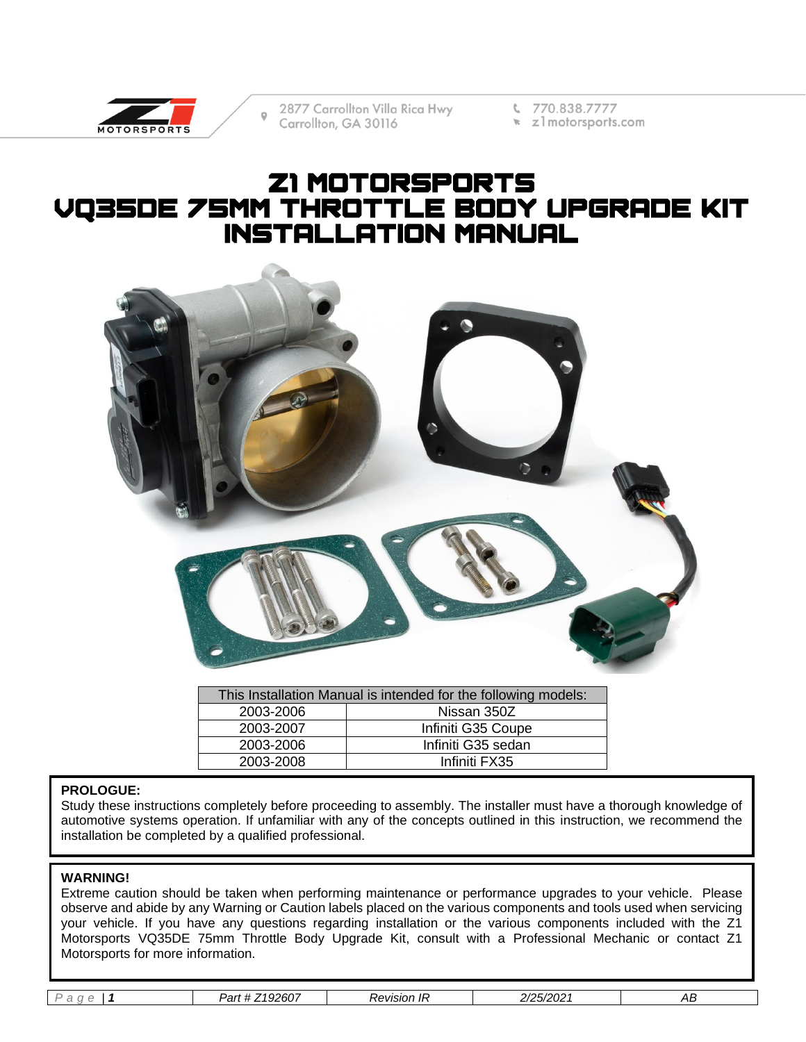2877 Carrollton Villa Rica Hwy
Carrollton, GA 30116

770.838.7777
z1motorsports.com

# Z1 MOTORSPORTS VQ35DE 75MM THROTTLE BODY UPGRADE KIT INSTALLATION MANUAL

| This Installation Manual is intended for the following models: | |
|---|---|
| 2003-2006 | Nissan 350Z |
| 2003-2007 | Infiniti G35 Coupe |
| 2003-2006 | Infiniti G35 sedan |
| 2003-2008 | Infiniti FX35 |

**PROLOGUE:**
Study these instructions completely before proceeding to assembly. The installer must have a thorough knowledge of automotive systems operation. If unfamiliar with any of the concepts outlined in this instruction, we recommend the installation be completed by a qualified professional.

**WARNING!**
Extreme caution should be taken when performing maintenance or performance upgrades to your vehicle. Please observe and abide by any Warning or Caution labels placed on the various components and tools used when servicing your vehicle. If you have any questions regarding installation or the various components included with the Z1 Motorsports VQ35DE 75mm Throttle Body Upgrade Kit, consult with a Professional Mechanic or contact Z1 Motorsports for more information.

| Part # Z192607 | Revision IR | 2/25/2021 | AB |
|---|---|---|---|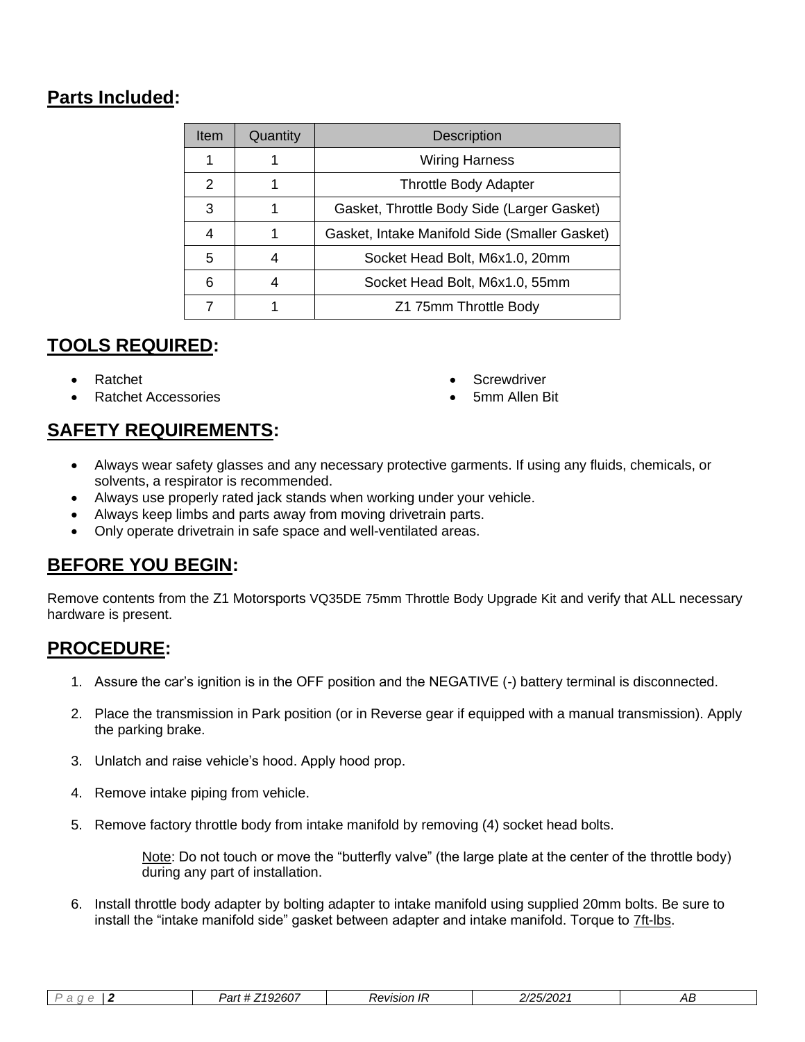## **Parts Included:**

| Item | Quantity | Description |
|---|---|---|
| 1 | 1 | Wiring Harness |
| 2 | 1 | Throttle Body Adapter |
| 3 | 1 | Gasket, Throttle Body Side (Larger Gasket) |
| 4 | 1 | Gasket, Intake Manifold Side (Smaller Gasket) |
| 5 | 4 | Socket Head Bolt, M6x1.0, 20mm |
| 6 | 4 | Socket Head Bolt, M6x1.0, 55mm |
| 7 | 1 | Z1 75mm Throttle Body |

## **TOOLS REQUIRED:**

- Ratchet
- Ratchet Accessories
- Screwdriver
- 5mm Allen Bit

## **SAFETY REQUIREMENTS:**

- Always wear safety glasses and any necessary protective garments. If using any fluids, chemicals, or solvents, a respirator is recommended.
- Always use properly rated jack stands when working under your vehicle.
- Always keep limbs and parts away from moving drivetrain parts.
- Only operate drivetrain in safe space and well-ventilated areas.

## **BEFORE YOU BEGIN:**

Remove contents from the Z1 Motorsports VQ35DE 75mm Throttle Body Upgrade Kit and verify that ALL necessary hardware is present.

## **PROCEDURE:**

1. Assure the car's ignition is in the OFF position and the NEGATIVE (-) battery terminal is disconnected.

2. Place the transmission in Park position (or in Reverse gear if equipped with a manual transmission). Apply the parking brake.

3. Unlatch and raise vehicle's hood. Apply hood prop.

4. Remove intake piping from vehicle.

5. Remove factory throttle body from intake manifold by removing (4) socket head bolts.

   Note: Do not touch or move the "butterfly valve" (the large plate at the center of the throttle body) during any part of installation.

6. Install throttle body adapter by bolting adapter to intake manifold using supplied 20mm bolts. Be sure to install the "intake manifold side" gasket between adapter and intake manifold. Torque to 7ft-lbs.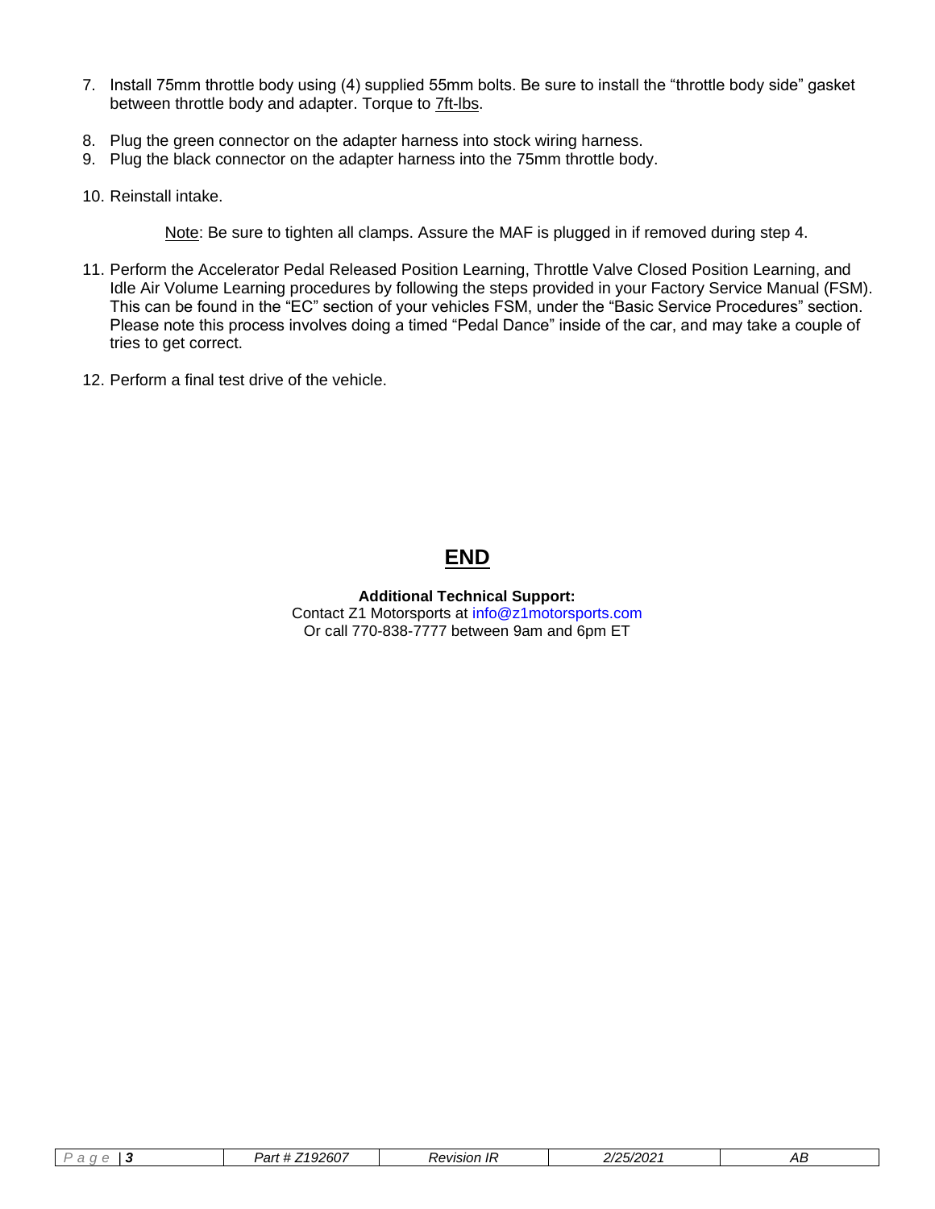7. Install 75mm throttle body using (4) supplied 55mm bolts. Be sure to install the "throttle body side" gasket between throttle body and adapter. Torque to 7ft-lbs.

8. Plug the green connector on the adapter harness into stock wiring harness.
9. Plug the black connector on the adapter harness into the 75mm throttle body.

10. Reinstall intake.

    Note: Be sure to tighten all clamps. Assure the MAF is plugged in if removed during step 4.

11. Perform the Accelerator Pedal Released Position Learning, Throttle Valve Closed Position Learning, and Idle Air Volume Learning procedures by following the steps provided in your Factory Service Manual (FSM). This can be found in the "EC" section of your vehicles FSM, under the "Basic Service Procedures" section. Please note this process involves doing a timed "Pedal Dance" inside of the car, and may take a couple of tries to get correct.

12. Perform a final test drive of the vehicle.

## END

**Additional Technical Support:**
Contact Z1 Motorsports at info@z1motorsports.com
Or call 770-838-7777 between 9am and 6pm ET